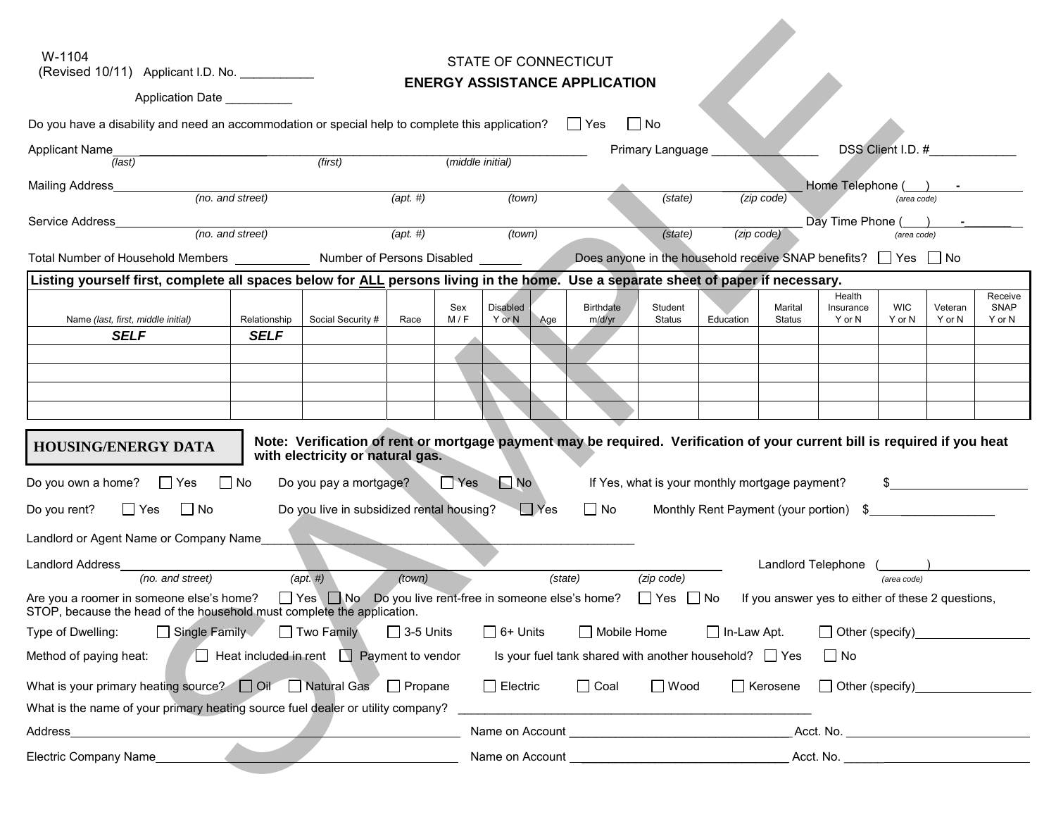W-1104
(Revised 10/11) Applicant I.D. No. __________

Application Date __________

# STATE OF CONNECTICUT
## ENERGY ASSISTANCE APPLICATION

Do you have a disability and need an accommodation or special help to complete this application? ☐ Yes ☐ No

Applicant Name ____________________ (last) ____________________ (first) ____________________ (middle initial) Primary Language ______________ DSS Client I.D. # ____________

Mailing Address ____________________ (no. and street) ______ (apt. #) ______________ (town) ______ (state) __________ (zip code) Home Telephone (___) ___ - ____ (area code)

Service Address ____________________ (no. and street) ______ (apt. #) ______________ (town) ______ (state) __________ (zip code) Day Time Phone (___) ___ - ____ (area code)

Total Number of Household Members __________ Number of Persons Disabled ______ Does anyone in the household receive SNAP benefits? ☐ Yes ☐ No

**Listing yourself first, complete all spaces below for <u>ALL</u> persons living in the home. Use a separate sheet of paper if necessary.**

| Name *(last, first, middle initial)* | Relationship | Social Security # | Race | Sex M / F | Disabled Y or N | Age | Birthdate m/d/yr | Student Status | Education | Marital Status | Health Insurance Y or N | WIC Y or N | Veteran Y or N | Receive SNAP Y or N |
|---|---|---|---|---|---|---|---|---|---|---|---|---|---|---|
| ***SELF*** | ***SELF*** | | | | | | | | | | | | | |
| | | | | | | | | | | | | | | |
| | | | | | | | | | | | | | | |
| | | | | | | | | | | | | | | |
| | | | | | | | | | | | | | | |

## HOUSING/ENERGY DATA

**Note: Verification of rent or mortgage payment may be required. Verification of your current bill is required if you heat with electricity or natural gas.**

Do you own a home? ☐ Yes ☐ No Do you pay a mortgage? ☐ Yes ☐ No If Yes, what is your monthly mortgage payment? $__________

Do you rent? ☐ Yes ☐ No Do you live in subsidized rental housing? ☐ Yes ☐ No Monthly Rent Payment (your portion) $__________

Landlord or Agent Name or Company Name ______________________________

Landlord Address ____________________ (no. and street) ______ (apt. #) ______________ (town) ______ (state) __________ (zip code) Landlord Telephone (______) __________ (area code)

Are you a roomer in someone else's home? ☐ Yes ☐ No Do you live rent-free in someone else's home? ☐ Yes ☐ No If you answer yes to either of these 2 questions, STOP, because the head of the household must complete the application.

Type of Dwelling: ☐ Single Family ☐ Two Family ☐ 3-5 Units ☐ 6+ Units ☐ Mobile Home ☐ In-Law Apt. ☐ Other (specify) __________

Method of paying heat: ☐ Heat included in rent ☐ Payment to vendor Is your fuel tank shared with another household? ☐ Yes ☐ No

What is your primary heating source? ☐ Oil ☐ Natural Gas ☐ Propane ☐ Electric ☐ Coal ☐ Wood ☐ Kerosene ☐ Other (specify) __________

What is the name of your primary heating source fuel dealer or utility company? ______________________________

Address ______________________________ Name on Account ______________________ Acct. No. ______________

Electric Company Name ______________________________ Name on Account ______________________ Acct. No. ______________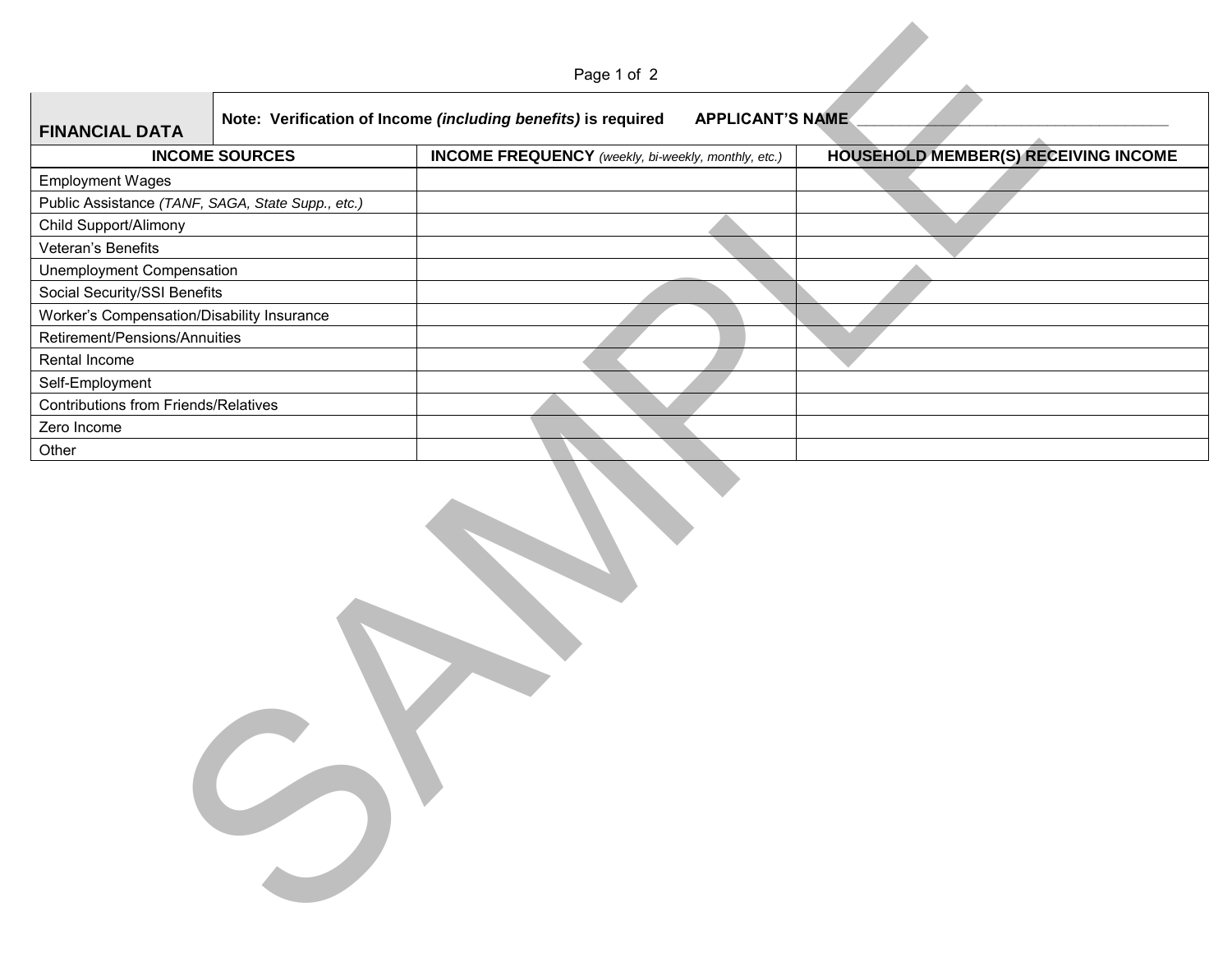| **FINANCIAL DATA** | **Note: Verification of Income *(including benefits)* is required APPLICANT'S NAME** ___________________________________ | |
|---|---|---|
| **INCOME SOURCES** | **INCOME FREQUENCY** *(weekly, bi-weekly, monthly, etc.)* | **HOUSEHOLD MEMBER(S) RECEIVING INCOME** |
| Employment Wages | | |
| Public Assistance *(TANF, SAGA, State Supp., etc.)* | | |
| Child Support/Alimony | | |
| Veteran's Benefits | | |
| Unemployment Compensation | | |
| Social Security/SSI Benefits | | |
| Worker's Compensation/Disability Insurance | | |
| Retirement/Pensions/Annuities | | |
| Rental Income | | |
| Self-Employment | | |
| Contributions from Friends/Relatives | | |
| Zero Income | | |
| Other | | |

SAMPLE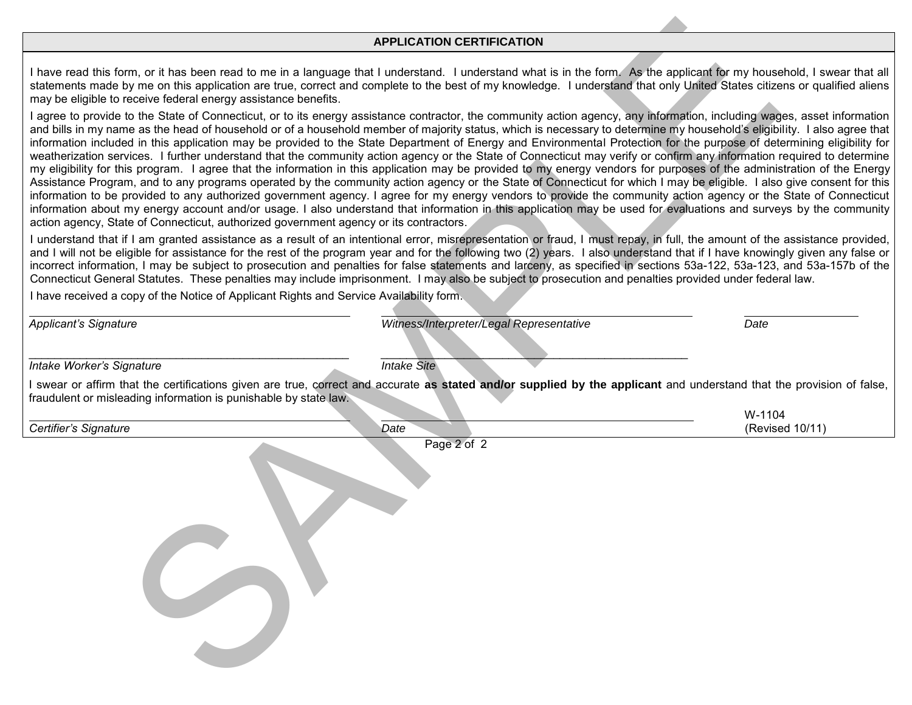## APPLICATION CERTIFICATION

I have read this form, or it has been read to me in a language that I understand. I understand what is in the form. As the applicant for my household, I swear that all statements made by me on this application are true, correct and complete to the best of my knowledge. I understand that only United States citizens or qualified aliens may be eligible to receive federal energy assistance benefits.

I agree to provide to the State of Connecticut, or to its energy assistance contractor, the community action agency, any information, including wages, asset information and bills in my name as the head of household or of a household member of majority status, which is necessary to determine my household's eligibility. I also agree that information included in this application may be provided to the State Department of Energy and Environmental Protection for the purpose of determining eligibility for weatherization services. I further understand that the community action agency or the State of Connecticut may verify or confirm any information required to determine my eligibility for this program. I agree that the information in this application may be provided to my energy vendors for purposes of the administration of the Energy Assistance Program, and to any programs operated by the community action agency or the State of Connecticut for which I may be eligible. I also give consent for this information to be provided to any authorized government agency. I agree for my energy vendors to provide the community action agency or the State of Connecticut information about my energy account and/or usage. I also understand that information in this application may be used for evaluations and surveys by the community action agency, State of Connecticut, authorized government agency or its contractors.

I understand that if I am granted assistance as a result of an intentional error, misrepresentation or fraud, I must repay, in full, the amount of the assistance provided, and I will not be eligible for assistance for the rest of the program year and for the following two (2) years. I also understand that if I have knowingly given any false or incorrect information, I may be subject to prosecution and penalties for false statements and larceny, as specified in sections 53a-122, 53a-123, and 53a-157b of the Connecticut General Statutes. These penalties may include imprisonment. I may also be subject to prosecution and penalties provided under federal law.

I have received a copy of the Notice of Applicant Rights and Service Availability form.

_______________________________ _______________________________ _______________
*Applicant's Signature* *Witness/Interpreter/Legal Representative* *Date*

_______________________________ _______________________________
*Intake Worker's Signature* *Intake Site*

I swear or affirm that the certifications given are true, correct and accurate **as stated and/or supplied by the applicant** and understand that the provision of false, fraudulent or misleading information is punishable by state law.

_______________________________ _______________________________
*Certifier's Signature* *Date*

W-1104
(Revised 10/11)

SAMPLE